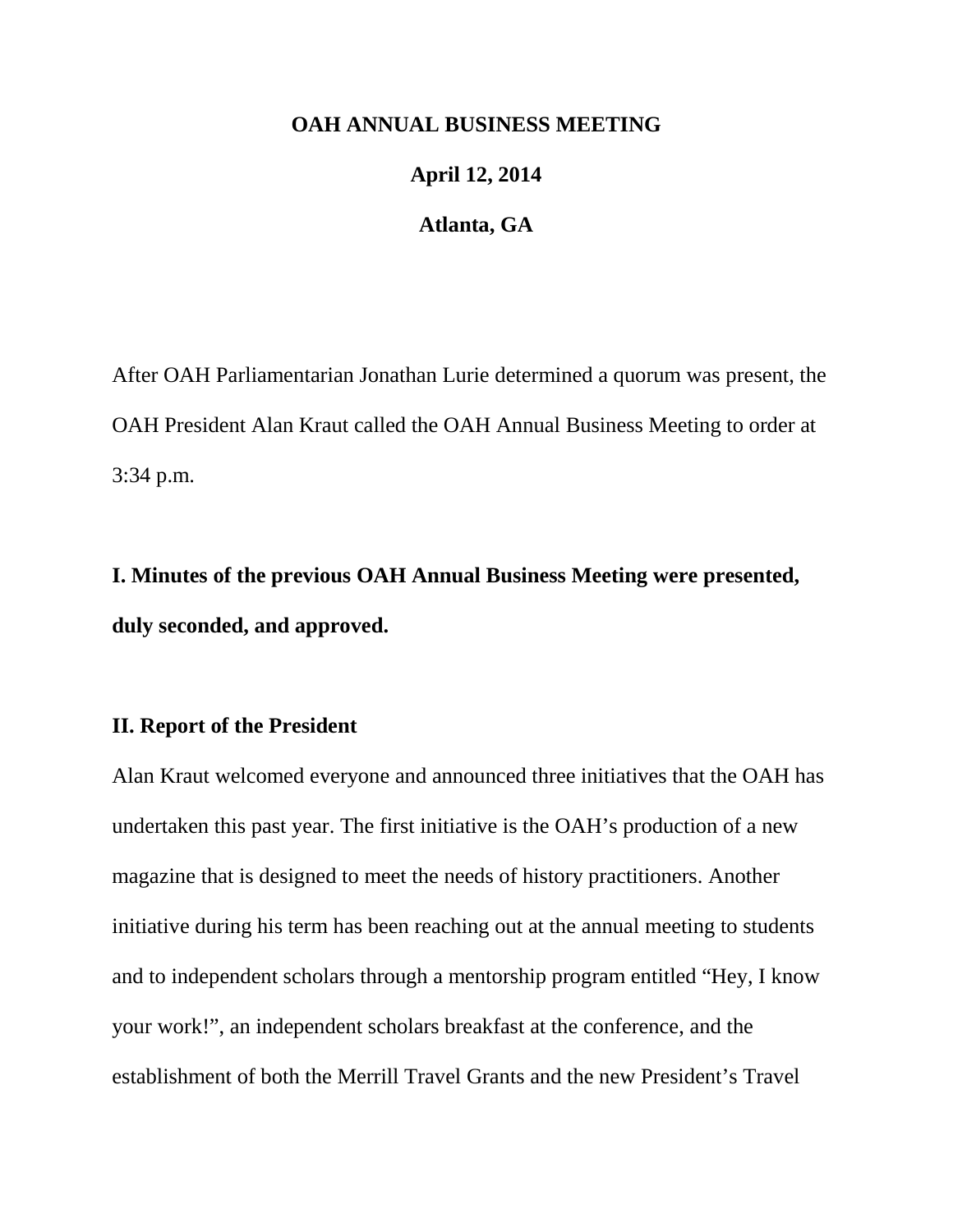# OAH ANNUAL BUSINESS MEETING

**April 12, 2014**

**Atlanta, GA**

After OAH Parliamentarian Jonathan Lurie determined a quorum was present, the OAH President Alan Kraut called the OAH Annual Business Meeting to order at 3:34 p.m.

**I. Minutes of the previous OAH Annual Business Meeting were presented, duly seconded, and approved.**

**II. Report of the President**

Alan Kraut welcomed everyone and announced three initiatives that the OAH has undertaken this past year. The first initiative is the OAH's production of a new magazine that is designed to meet the needs of history practitioners. Another initiative during his term has been reaching out at the annual meeting to students and to independent scholars through a mentorship program entitled "Hey, I know your work!", an independent scholars breakfast at the conference, and the establishment of both the Merrill Travel Grants and the new President's Travel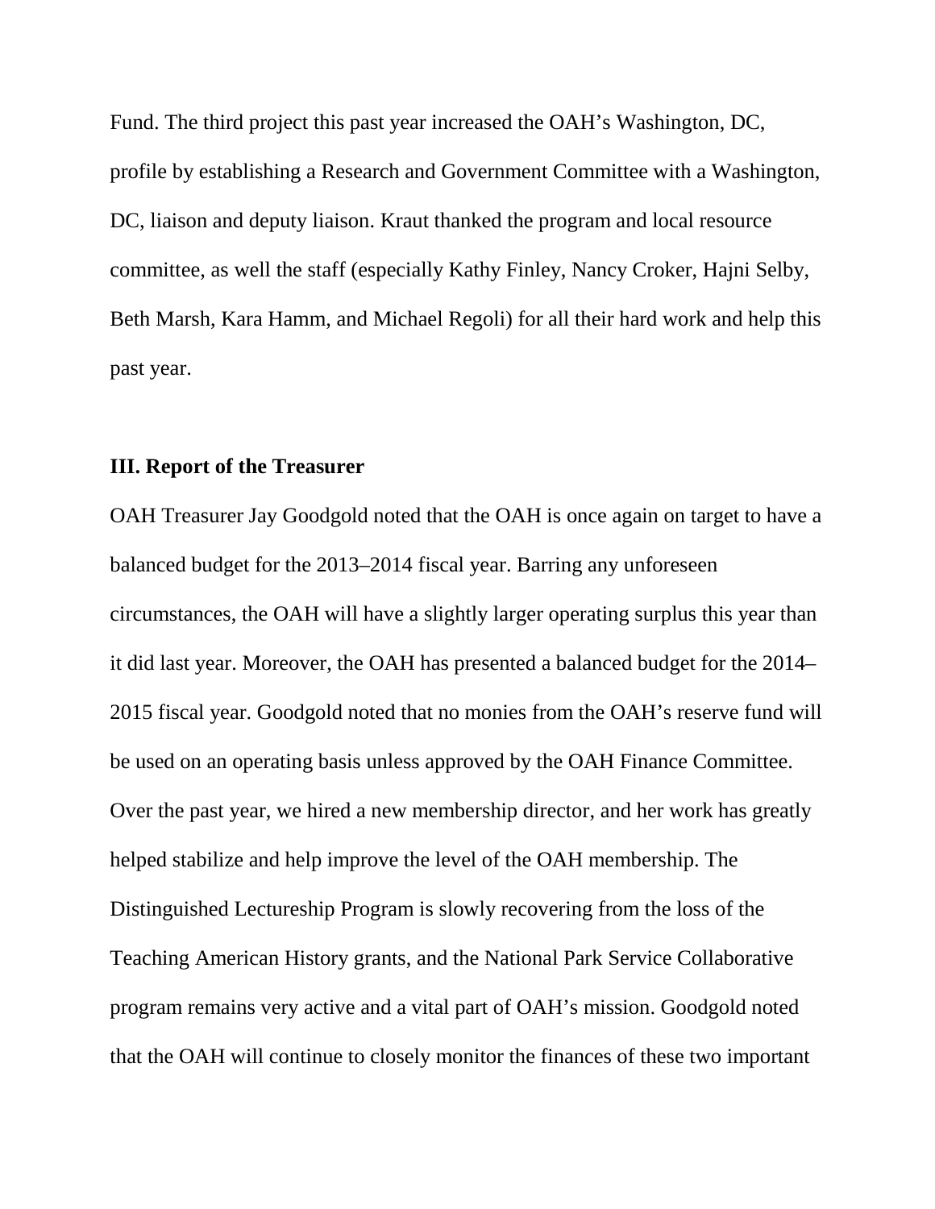Fund. The third project this past year increased the OAH's Washington, DC, profile by establishing a Research and Government Committee with a Washington, DC, liaison and deputy liaison. Kraut thanked the program and local resource committee, as well the staff (especially Kathy Finley, Nancy Croker, Hajni Selby, Beth Marsh, Kara Hamm, and Michael Regoli) for all their hard work and help this past year.

### III. Report of the Treasurer

OAH Treasurer Jay Goodgold noted that the OAH is once again on target to have a balanced budget for the 2013–2014 fiscal year. Barring any unforeseen circumstances, the OAH will have a slightly larger operating surplus this year than it did last year. Moreover, the OAH has presented a balanced budget for the 2014–2015 fiscal year. Goodgold noted that no monies from the OAH's reserve fund will be used on an operating basis unless approved by the OAH Finance Committee. Over the past year, we hired a new membership director, and her work has greatly helped stabilize and help improve the level of the OAH membership. The Distinguished Lectureship Program is slowly recovering from the loss of the Teaching American History grants, and the National Park Service Collaborative program remains very active and a vital part of OAH's mission. Goodgold noted that the OAH will continue to closely monitor the finances of these two important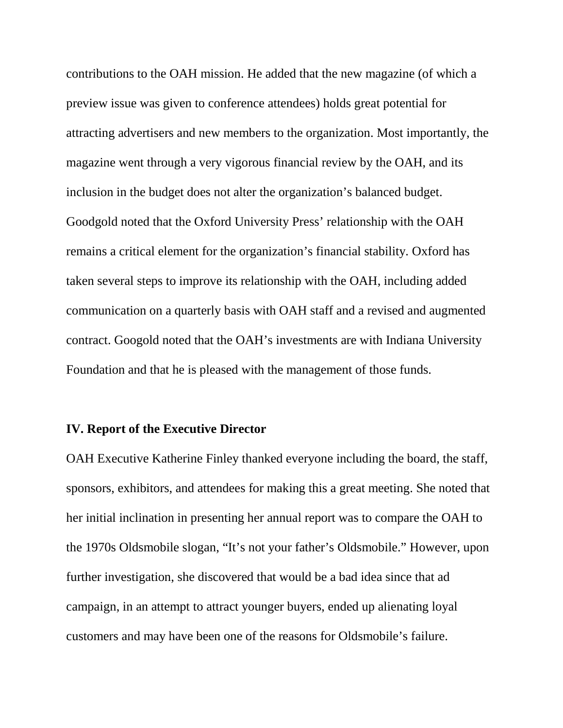contributions to the OAH mission. He added that the new magazine (of which a preview issue was given to conference attendees) holds great potential for attracting advertisers and new members to the organization. Most importantly, the magazine went through a very vigorous financial review by the OAH, and its inclusion in the budget does not alter the organization's balanced budget. Goodgold noted that the Oxford University Press' relationship with the OAH remains a critical element for the organization's financial stability. Oxford has taken several steps to improve its relationship with the OAH, including added communication on a quarterly basis with OAH staff and a revised and augmented contract. Googold noted that the OAH's investments are with Indiana University Foundation and that he is pleased with the management of those funds.

## IV. Report of the Executive Director

OAH Executive Katherine Finley thanked everyone including the board, the staff, sponsors, exhibitors, and attendees for making this a great meeting. She noted that her initial inclination in presenting her annual report was to compare the OAH to the 1970s Oldsmobile slogan, "It's not your father's Oldsmobile." However, upon further investigation, she discovered that would be a bad idea since that ad campaign, in an attempt to attract younger buyers, ended up alienating loyal customers and may have been one of the reasons for Oldsmobile's failure.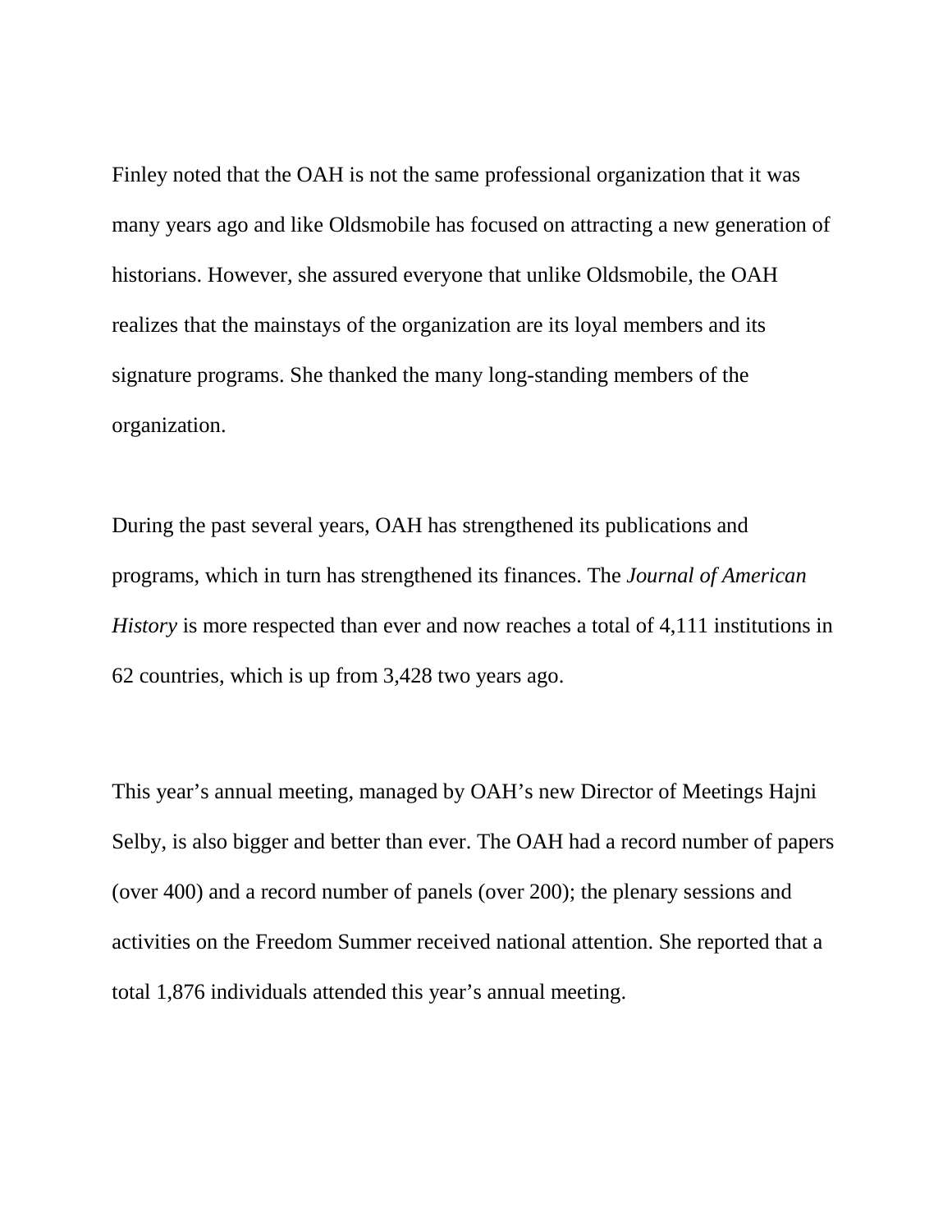Finley noted that the OAH is not the same professional organization that it was many years ago and like Oldsmobile has focused on attracting a new generation of historians. However, she assured everyone that unlike Oldsmobile, the OAH realizes that the mainstays of the organization are its loyal members and its signature programs. She thanked the many long-standing members of the organization.

During the past several years, OAH has strengthened its publications and programs, which in turn has strengthened its finances. The *Journal of American History* is more respected than ever and now reaches a total of 4,111 institutions in 62 countries, which is up from 3,428 two years ago.

This year's annual meeting, managed by OAH's new Director of Meetings Hajni Selby, is also bigger and better than ever. The OAH had a record number of papers (over 400) and a record number of panels (over 200); the plenary sessions and activities on the Freedom Summer received national attention. She reported that a total 1,876 individuals attended this year's annual meeting.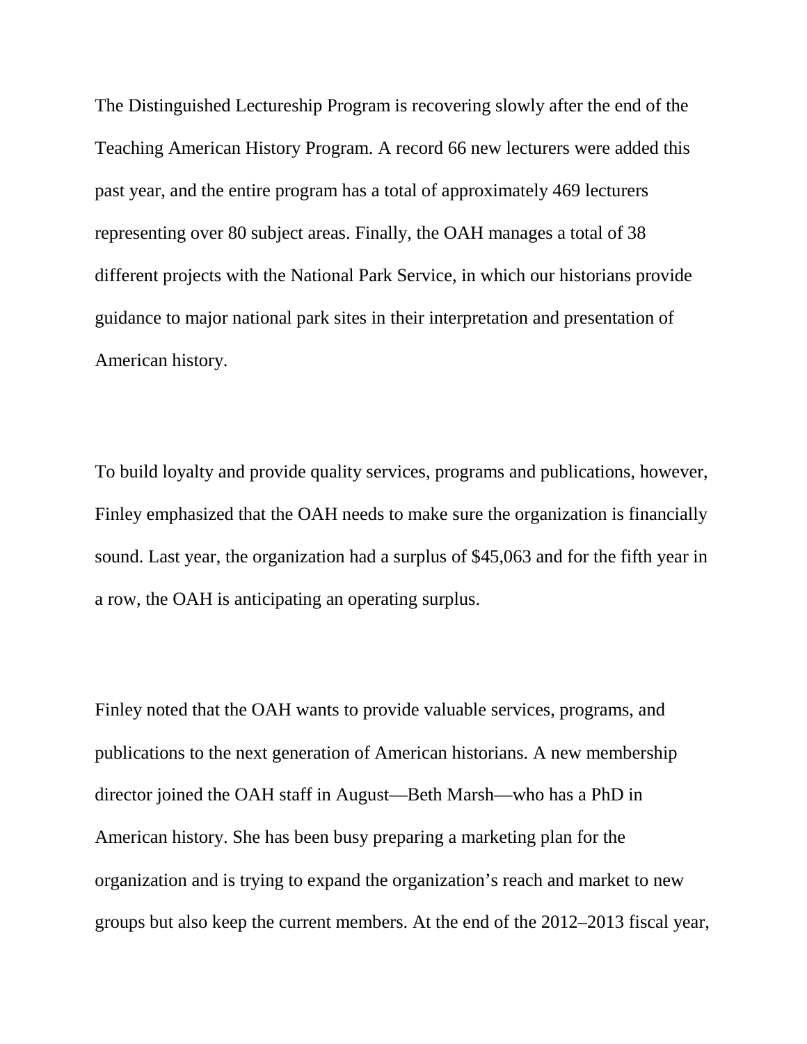The Distinguished Lectureship Program is recovering slowly after the end of the Teaching American History Program. A record 66 new lecturers were added this past year, and the entire program has a total of approximately 469 lecturers representing over 80 subject areas. Finally, the OAH manages a total of 38 different projects with the National Park Service, in which our historians provide guidance to major national park sites in their interpretation and presentation of American history.

To build loyalty and provide quality services, programs and publications, however, Finley emphasized that the OAH needs to make sure the organization is financially sound. Last year, the organization had a surplus of $45,063 and for the fifth year in a row, the OAH is anticipating an operating surplus.

Finley noted that the OAH wants to provide valuable services, programs, and publications to the next generation of American historians. A new membership director joined the OAH staff in August—Beth Marsh—who has a PhD in American history. She has been busy preparing a marketing plan for the organization and is trying to expand the organization's reach and market to new groups but also keep the current members. At the end of the 2012–2013 fiscal year,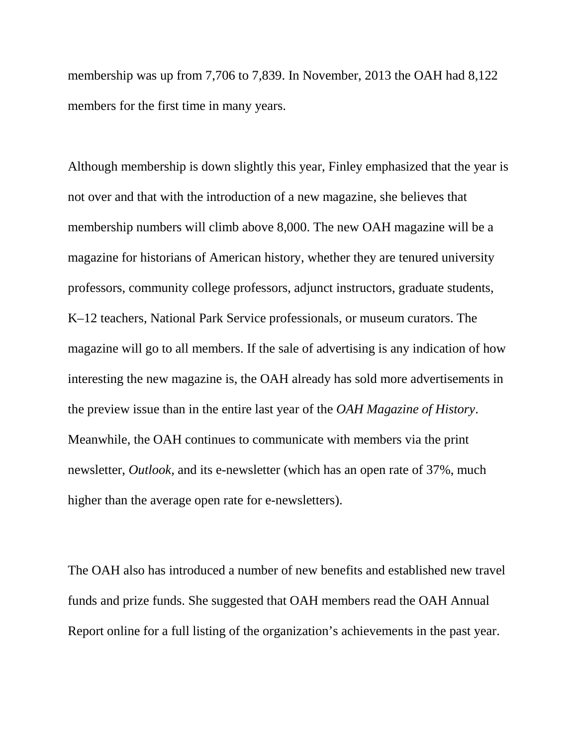membership was up from 7,706 to 7,839. In November, 2013 the OAH had 8,122 members for the first time in many years.

Although membership is down slightly this year, Finley emphasized that the year is not over and that with the introduction of a new magazine, she believes that membership numbers will climb above 8,000. The new OAH magazine will be a magazine for historians of American history, whether they are tenured university professors, community college professors, adjunct instructors, graduate students, K–12 teachers, National Park Service professionals, or museum curators. The magazine will go to all members. If the sale of advertising is any indication of how interesting the new magazine is, the OAH already has sold more advertisements in the preview issue than in the entire last year of the *OAH Magazine of History*. Meanwhile, the OAH continues to communicate with members via the print newsletter, *Outlook,* and its e-newsletter (which has an open rate of 37%, much higher than the average open rate for e-newsletters).

The OAH also has introduced a number of new benefits and established new travel funds and prize funds. She suggested that OAH members read the OAH Annual Report online for a full listing of the organization's achievements in the past year.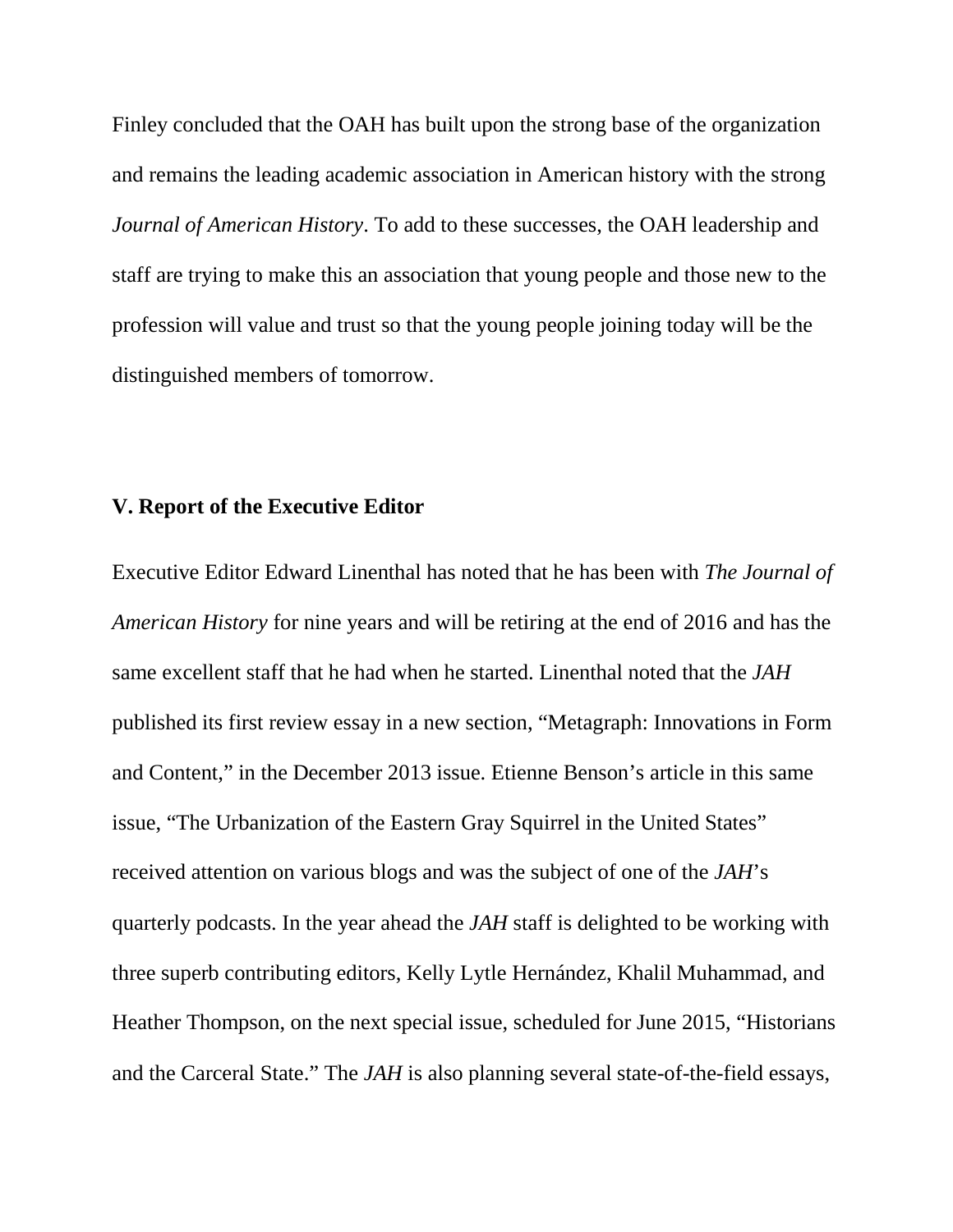Finley concluded that the OAH has built upon the strong base of the organization and remains the leading academic association in American history with the strong *Journal of American History*. To add to these successes, the OAH leadership and staff are trying to make this an association that young people and those new to the profession will value and trust so that the young people joining today will be the distinguished members of tomorrow.

**V. Report of the Executive Editor**

Executive Editor Edward Linenthal has noted that he has been with *The Journal of American History* for nine years and will be retiring at the end of 2016 and has the same excellent staff that he had when he started. Linenthal noted that the *JAH* published its first review essay in a new section, "Metagraph: Innovations in Form and Content," in the December 2013 issue. Etienne Benson's article in this same issue, "The Urbanization of the Eastern Gray Squirrel in the United States" received attention on various blogs and was the subject of one of the *JAH*'s quarterly podcasts. In the year ahead the *JAH* staff is delighted to be working with three superb contributing editors, Kelly Lytle Hernández, Khalil Muhammad, and Heather Thompson, on the next special issue, scheduled for June 2015, "Historians and the Carceral State." The *JAH* is also planning several state-of-the-field essays,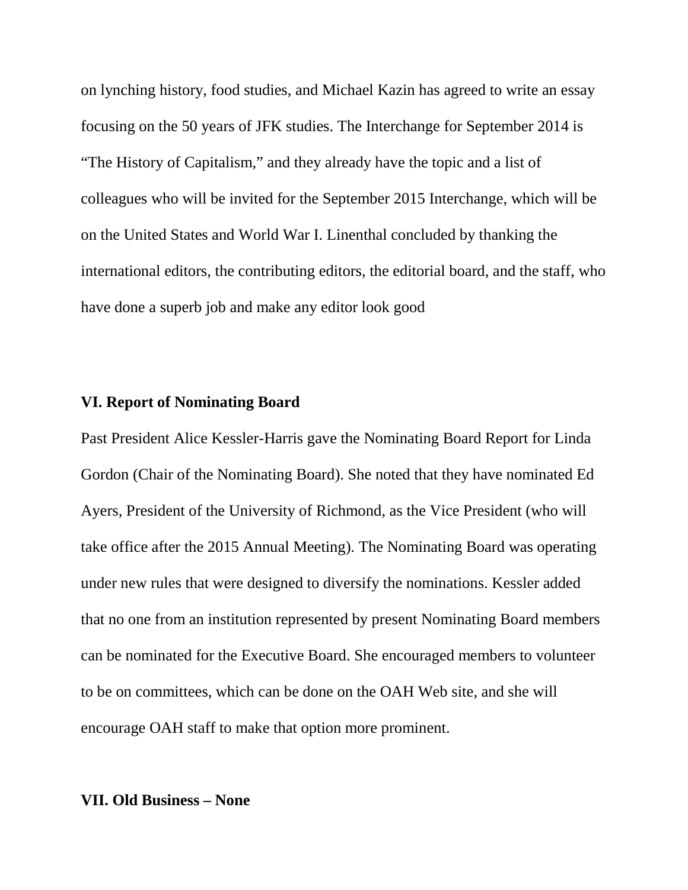on lynching history, food studies, and Michael Kazin has agreed to write an essay focusing on the 50 years of JFK studies. The Interchange for September 2014 is “The History of Capitalism,” and they already have the topic and a list of colleagues who will be invited for the September 2015 Interchange, which will be on the United States and World War I. Linenthal concluded by thanking the international editors, the contributing editors, the editorial board, and the staff, who have done a superb job and make any editor look good

**VI. Report of Nominating Board**

Past President Alice Kessler-Harris gave the Nominating Board Report for Linda Gordon (Chair of the Nominating Board). She noted that they have nominated Ed Ayers, President of the University of Richmond, as the Vice President (who will take office after the 2015 Annual Meeting). The Nominating Board was operating under new rules that were designed to diversify the nominations. Kessler added that no one from an institution represented by present Nominating Board members can be nominated for the Executive Board. She encouraged members to volunteer to be on committees, which can be done on the OAH Web site, and she will encourage OAH staff to make that option more prominent.

**VII. Old Business – None**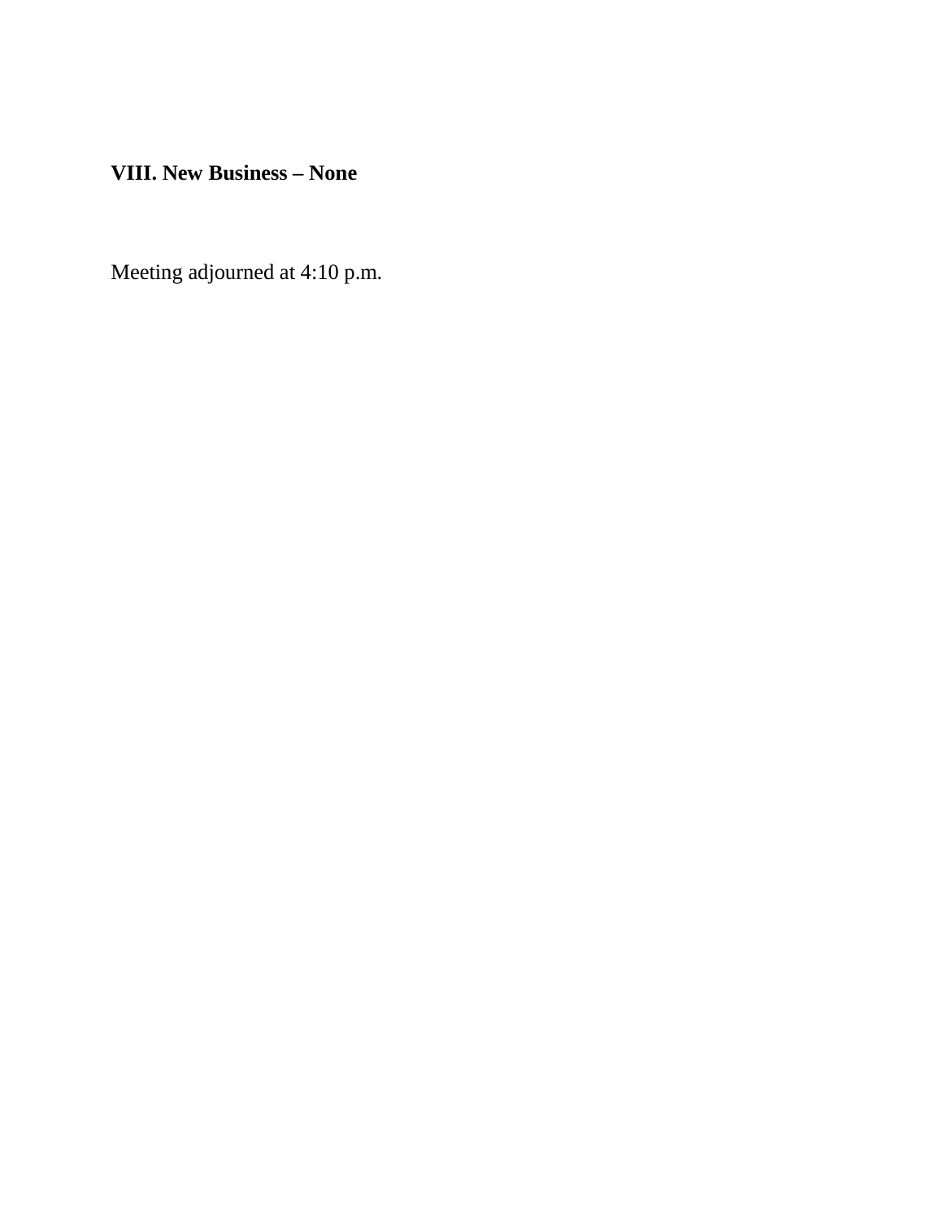**VIII. New Business – None**

Meeting adjourned at 4:10 p.m.